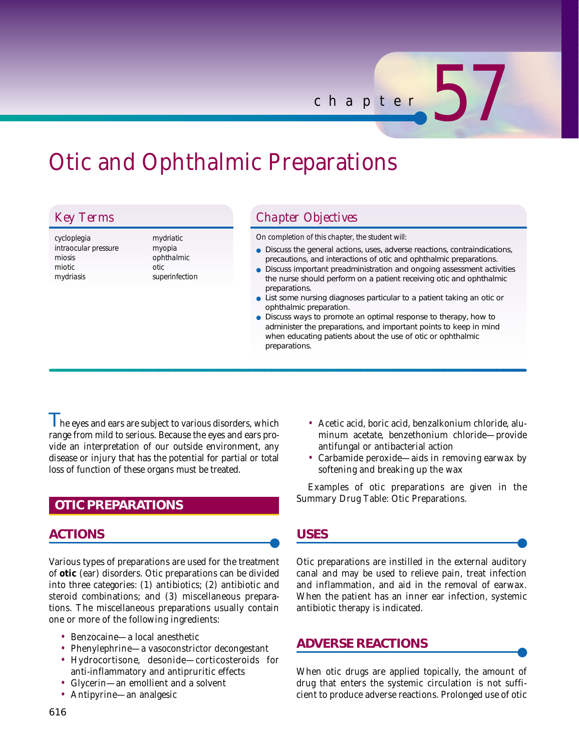chapter 57

# Otic and Ophthalmic Preparations

## Key Terms

cycloplegia
intraocular pressure
miosis
miotic
mydriasis
mydriatic
myopia
ophthalmic
otic
superinfection

## Chapter Objectives

On completion of this chapter, the student will:

- Discuss the general actions, uses, adverse reactions, contraindications, precautions, and interactions of otic and ophthalmic preparations.
- Discuss important preadministration and ongoing assessment activities the nurse should perform on a patient receiving otic and ophthalmic preparations.
- List some nursing diagnoses particular to a patient taking an otic or ophthalmic preparation.
- Discuss ways to promote an optimal response to therapy, how to administer the preparations, and important points to keep in mind when educating patients about the use of otic or ophthalmic preparations.

The eyes and ears are subject to various disorders, which range from mild to serious. Because the eyes and ears provide an interpretation of our outside environment, any disease or injury that has the potential for partial or total loss of function of these organs must be treated.

## OTIC PREPARATIONS

### ACTIONS

Various types of preparations are used for the treatment of **otic** (ear) disorders. Otic preparations can be divided into three categories: (1) antibiotics; (2) antibiotic and steroid combinations; and (3) miscellaneous preparations. The miscellaneous preparations usually contain one or more of the following ingredients:

- Benzocaine—a local anesthetic
- Phenylephrine—a vasoconstrictor decongestant
- Hydrocortisone, desonide—corticosteroids for anti-inflammatory and antipruritic effects
- Glycerin—an emollient and a solvent
- Antipyrine—an analgesic
- Acetic acid, boric acid, benzalkonium chloride, aluminum acetate, benzethonium chloride—provide antifungal or antibacterial action
- Carbamide peroxide—aids in removing earwax by softening and breaking up the wax

Examples of otic preparations are given in the Summary Drug Table: Otic Preparations.

### USES

Otic preparations are instilled in the external auditory canal and may be used to relieve pain, treat infection and inflammation, and aid in the removal of earwax. When the patient has an inner ear infection, systemic antibiotic therapy is indicated.

### ADVERSE REACTIONS

When otic drugs are applied topically, the amount of drug that enters the systemic circulation is not sufficient to produce adverse reactions. Prolonged use of otic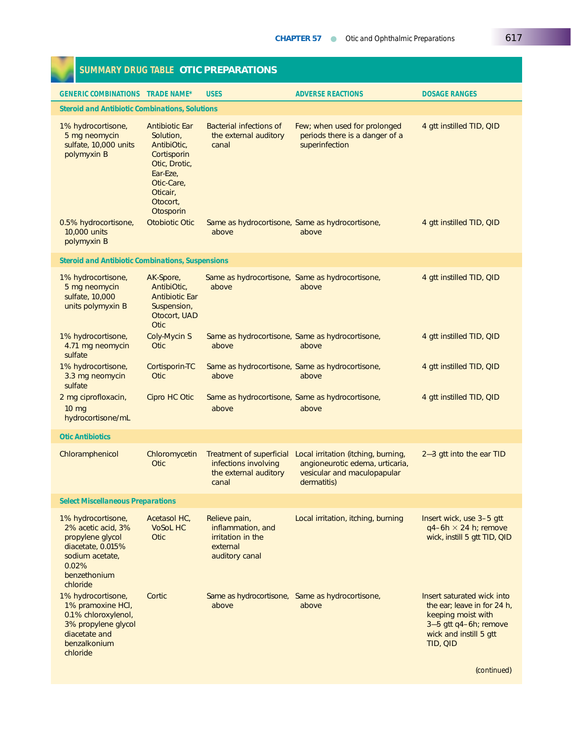## SUMMARY DRUG TABLE OTIC PREPARATIONS

| GENERIC COMBINATIONS | TRADE NAME* | USES | ADVERSE REACTIONS | DOSAGE RANGES |
|---|---|---|---|---|
| **Steroid and Antibiotic Combinations, Solutions** | | | | |
| 1% hydrocortisone, 5 mg neomycin sulfate, 10,000 units polymyxin B | Antibiotic Ear Solution, AntibiOtic, Cortisporin Otic, Drotic, Ear-Eze, Otic-Care, Oticair, Otocort, Otosporin | Bacterial infections of the external auditory canal | Few; when used for prolonged periods there is a danger of a superinfection | 4 gtt instilled TID, QID |
| 0.5% hydrocortisone, 10,000 units polymyxin B | Otobiotic Otic | Same as hydrocortisone, above | Same as hydrocortisone, above | 4 gtt instilled TID, QID |
| **Steroid and Antibiotic Combinations, Suspensions** | | | | |
| 1% hydrocortisone, 5 mg neomycin sulfate, 10,000 units polymyxin B | AK-Spore, AntibiOtic, Antibiotic Ear Suspension, Otocort, UAD Otic | Same as hydrocortisone, above | Same as hydrocortisone, above | 4 gtt instilled TID, QID |
| 1% hydrocortisone, 4.71 mg neomycin sulfate | Coly-Mycin S Otic | Same as hydrocortisone, above | Same as hydrocortisone, above | 4 gtt instilled TID, QID |
| 1% hydrocortisone, 3.3 mg neomycin sulfate | Cortisporin-TC Otic | Same as hydrocortisone, above | Same as hydrocortisone, above | 4 gtt instilled TID, QID |
| 2 mg ciprofloxacin, 10 mg hydrocortisone/mL | Cipro HC Otic | Same as hydrocortisone, above | Same as hydrocortisone, above | 4 gtt instilled TID, QID |
| **Otic Antibiotics** | | | | |
| Chloramphenicol | Chloromycetin Otic | Treatment of superficial infections involving the external auditory canal | Local irritation (itching, burning, angioneurotic edema, urticaria, vesicular and maculopapular dermatitis) | 2–3 gtt into the ear TID |
| **Select Miscellaneous Preparations** | | | | |
| 1% hydrocortisone, 2% acetic acid, 3% propylene glycol diacetate, 0.015% sodium acetate, 0.02% benzethonium chloride | Acetasol HC, VoSoL HC Otic | Relieve pain, inflammation, and irritation in the external auditory canal | Local irritation, itching, burning | Insert wick, use 3–5 gtt q4–6h × 24 h; remove wick, instill 5 gtt TID, QID |
| 1% hydrocortisone, 1% pramoxine HCl, 0.1% chloroxylenol, 3% propylene glycol diacetate and benzalkonium chloride | Cortic | Same as hydrocortisone, above | Same as hydrocortisone, above | Insert saturated wick into the ear; leave in for 24 h, keeping moist with 3–5 gtt q4–6h; remove wick and instill 5 gtt TID, QID |

(continued)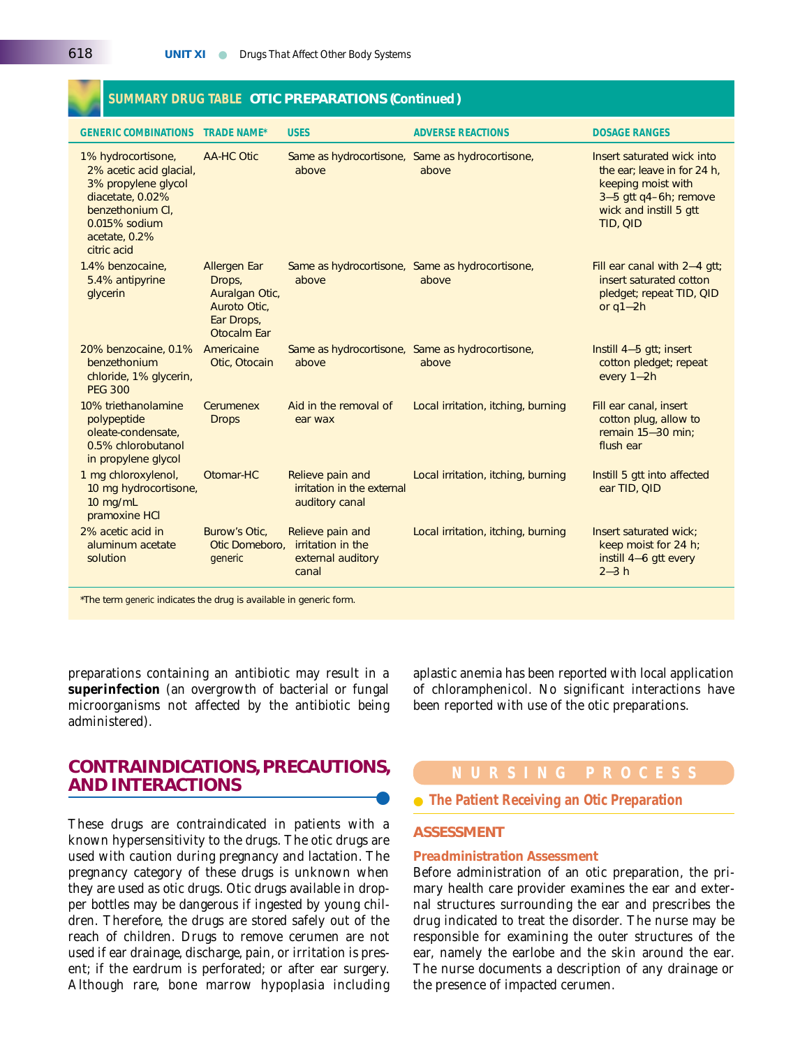## SUMMARY DRUG TABLE OTIC PREPARATIONS (Continued)

| GENERIC COMBINATIONS | TRADE NAME* | USES | ADVERSE REACTIONS | DOSAGE RANGES |
|---|---|---|---|---|
| 1% hydrocortisone, 2% acetic acid glacial, 3% propylene glycol diacetate, 0.02% benzethonium Cl, 0.015% sodium acetate, 0.2% citric acid | AA-HC Otic | Same as hydrocortisone, above | Same as hydrocortisone, above | Insert saturated wick into the ear; leave in for 24 h, keeping moist with 3–5 gtt q4–6h; remove wick and instill 5 gtt TID, QID |
| 1.4% benzocaine, 5.4% antipyrine glycerin | Allergen Ear Drops, Auralgan Otic, Auroto Otic, Ear Drops, Otocalm Ear | Same as hydrocortisone, above | Same as hydrocortisone, above | Fill ear canal with 2–4 gtt; insert saturated cotton pledget; repeat TID, QID or q1–2h |
| 20% benzocaine, 0.1% benzethonium chloride, 1% glycerin, PEG 300 | Americaine Otic, Otocain | Same as hydrocortisone, above | Same as hydrocortisone, above | Instill 4–5 gtt; insert cotton pledget; repeat every 1–2h |
| 10% triethanolamine polypeptide oleate-condensate, 0.5% chlorobutanol in propylene glycol | Cerumenex Drops | Aid in the removal of ear wax | Local irritation, itching, burning | Fill ear canal, insert cotton plug, allow to remain 15–30 min; flush ear |
| 1 mg chloroxylenol, 10 mg hydrocortisone, 10 mg/mL pramoxine HCl | Otomar-HC | Relieve pain and irritation in the external auditory canal | Local irritation, itching, burning | Instill 5 gtt into affected ear TID, QID |
| 2% acetic acid in aluminum acetate solution | Burow's Otic, Otic Domeboro, generic | Relieve pain and irritation in the external auditory canal | Local irritation, itching, burning | Insert saturated wick; keep moist for 24 h; instill 4–6 gtt every 2–3 h |

*The term *generic* indicates the drug is available in generic form.

preparations containing an antibiotic may result in a **superinfection** (an overgrowth of bacterial or fungal microorganisms not affected by the antibiotic being administered).

## CONTRAINDICATIONS, PRECAUTIONS, AND INTERACTIONS

These drugs are contraindicated in patients with a known hypersensitivity to the drugs. The otic drugs are used with caution during pregnancy and lactation. The pregnancy category of these drugs is unknown when they are used as otic drugs. Otic drugs available in dropper bottles may be dangerous if ingested by young children. Therefore, the drugs are stored safely out of the reach of children. Drugs to remove cerumen are not used if ear drainage, discharge, pain, or irritation is present; if the eardrum is perforated; or after ear surgery. Although rare, bone marrow hypoplasia including aplastic anemia has been reported with local application of chloramphenicol. No significant interactions have been reported with use of the otic preparations.

## NURSING PROCESS

### The Patient Receiving an Otic Preparation

## ASSESSMENT

### Preadministration Assessment

Before administration of an otic preparation, the primary health care provider examines the ear and external structures surrounding the ear and prescribes the drug indicated to treat the disorder. The nurse may be responsible for examining the outer structures of the ear, namely the earlobe and the skin around the ear. The nurse documents a description of any drainage or the presence of impacted cerumen.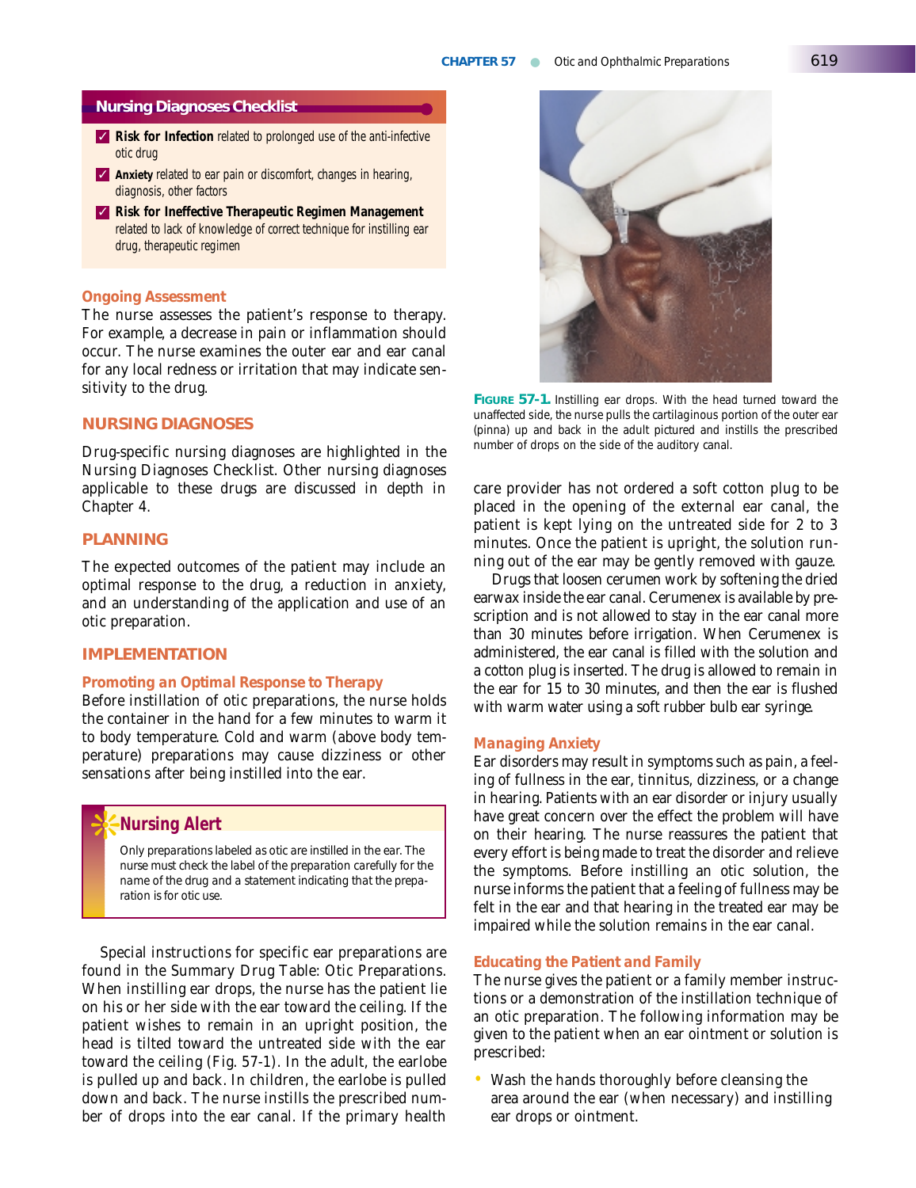## Nursing Diagnoses Checklist

- ✓ **Risk for Infection** related to prolonged use of the anti-infective otic drug
- ✓ **Anxiety** related to ear pain or discomfort, changes in hearing, diagnosis, other factors
- ✓ **Risk for Ineffective Therapeutic Regimen Management** related to lack of knowledge of correct technique for instilling ear drug, therapeutic regimen

### Ongoing Assessment

The nurse assesses the patient's response to therapy. For example, a decrease in pain or inflammation should occur. The nurse examines the outer ear and ear canal for any local redness or irritation that may indicate sensitivity to the drug.

## NURSING DIAGNOSES

Drug-specific nursing diagnoses are highlighted in the Nursing Diagnoses Checklist. Other nursing diagnoses applicable to these drugs are discussed in depth in Chapter 4.

## PLANNING

The expected outcomes of the patient may include an optimal response to the drug, a reduction in anxiety, and an understanding of the application and use of an otic preparation.

## IMPLEMENTATION

### Promoting an Optimal Response to Therapy

Before instillation of otic preparations, the nurse holds the container in the hand for a few minutes to warm it to body temperature. Cold and warm (above body temperature) preparations may cause dizziness or other sensations after being instilled into the ear.

> **Nursing Alert**
>
> Only preparations labeled as otic are instilled in the ear. The nurse must check the label of the preparation carefully for the name of the drug and a statement indicating that the preparation is for otic use.

Special instructions for specific ear preparations are found in the Summary Drug Table: Otic Preparations. When instilling ear drops, the nurse has the patient lie on his or her side with the ear toward the ceiling. If the patient wishes to remain in an upright position, the head is tilted toward the untreated side with the ear toward the ceiling (Fig. 57-1). In the adult, the earlobe is pulled up and back. In children, the earlobe is pulled down and back. The nurse instills the prescribed number of drops into the ear canal. If the primary health care provider has not ordered a soft cotton plug to be placed in the opening of the external ear canal, the patient is kept lying on the untreated side for 2 to 3 minutes. Once the patient is upright, the solution running out of the ear may be gently removed with gauze.

**FIGURE 57-1.** Instilling ear drops. With the head turned toward the unaffected side, the nurse pulls the cartilaginous portion of the outer ear (pinna) up and back in the adult pictured and instills the prescribed number of drops on the side of the auditory canal.

Drugs that loosen cerumen work by softening the dried earwax inside the ear canal. Cerumenex is available by prescription and is not allowed to stay in the ear canal more than 30 minutes before irrigation. When Cerumenex is administered, the ear canal is filled with the solution and a cotton plug is inserted. The drug is allowed to remain in the ear for 15 to 30 minutes, and then the ear is flushed with warm water using a soft rubber bulb ear syringe.

### Managing Anxiety

Ear disorders may result in symptoms such as pain, a feeling of fullness in the ear, tinnitus, dizziness, or a change in hearing. Patients with an ear disorder or injury usually have great concern over the effect the problem will have on their hearing. The nurse reassures the patient that every effort is being made to treat the disorder and relieve the symptoms. Before instilling an otic solution, the nurse informs the patient that a feeling of fullness may be felt in the ear and that hearing in the treated ear may be impaired while the solution remains in the ear canal.

### Educating the Patient and Family

The nurse gives the patient or a family member instructions or a demonstration of the instillation technique of an otic preparation. The following information may be given to the patient when an ear ointment or solution is prescribed:

- Wash the hands thoroughly before cleansing the area around the ear (when necessary) and instilling ear drops or ointment.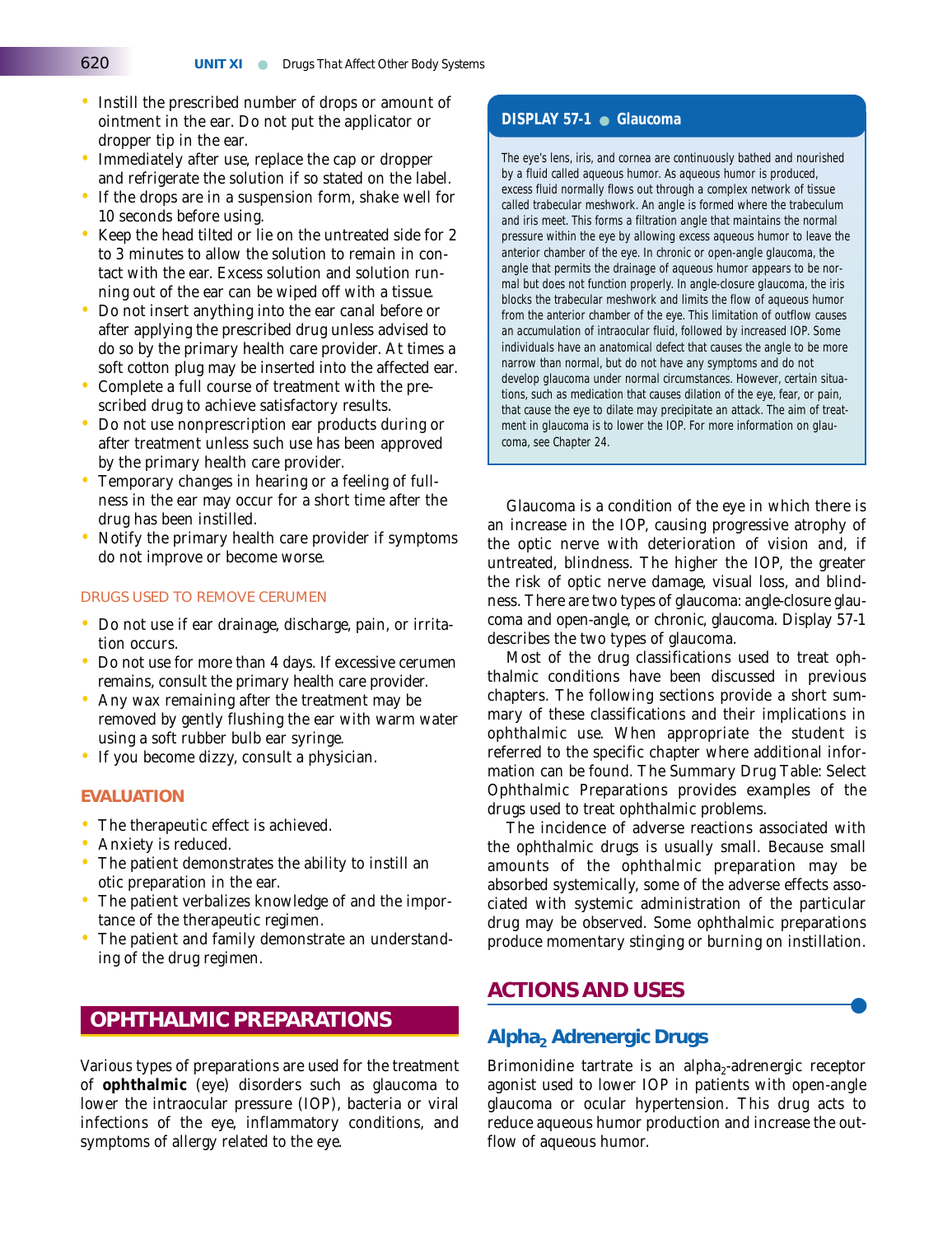- Instill the prescribed number of drops or amount of ointment in the ear. Do not put the applicator or dropper tip in the ear.
- Immediately after use, replace the cap or dropper and refrigerate the solution if so stated on the label.
- If the drops are in a suspension form, shake well for 10 seconds before using.
- Keep the head tilted or lie on the untreated side for 2 to 3 minutes to allow the solution to remain in contact with the ear. Excess solution and solution running out of the ear can be wiped off with a tissue.
- Do not insert anything into the ear canal before or after applying the prescribed drug unless advised to do so by the primary health care provider. At times a soft cotton plug may be inserted into the affected ear.
- Complete a full course of treatment with the prescribed drug to achieve satisfactory results.
- Do not use nonprescription ear products during or after treatment unless such use has been approved by the primary health care provider.
- Temporary changes in hearing or a feeling of fullness in the ear may occur for a short time after the drug has been instilled.
- Notify the primary health care provider if symptoms do not improve or become worse.

#### DRUGS USED TO REMOVE CERUMEN

- Do not use if ear drainage, discharge, pain, or irritation occurs.
- Do not use for more than 4 days. If excessive cerumen remains, consult the primary health care provider.
- Any wax remaining after the treatment may be removed by gently flushing the ear with warm water using a soft rubber bulb ear syringe.
- If you become dizzy, consult a physician.

### EVALUATION

- The therapeutic effect is achieved.
- Anxiety is reduced.
- The patient demonstrates the ability to instill an otic preparation in the ear.
- The patient verbalizes knowledge of and the importance of the therapeutic regimen.
- The patient and family demonstrate an understanding of the drug regimen.

## OPHTHALMIC PREPARATIONS

Various types of preparations are used for the treatment of **ophthalmic** (eye) disorders such as glaucoma to lower the intraocular pressure (IOP), bacteria or viral infections of the eye, inflammatory conditions, and symptoms of allergy related to the eye.

> **DISPLAY 57-1 ● Glaucoma**
>
> The eye's lens, iris, and cornea are continuously bathed and nourished by a fluid called aqueous humor. As aqueous humor is produced, excess fluid normally flows out through a complex network of tissue called trabecular meshwork. An angle is formed where the trabeculum and iris meet. This forms a filtration angle that maintains the normal pressure within the eye by allowing excess aqueous humor to leave the anterior chamber of the eye. In chronic or open-angle glaucoma, the angle that permits the drainage of aqueous humor appears to be normal but does not function properly. In angle-closure glaucoma, the iris blocks the trabecular meshwork and limits the flow of aqueous humor from the anterior chamber of the eye. This limitation of outflow causes an accumulation of intraocular fluid, followed by increased IOP. Some individuals have an anatomical defect that causes the angle to be more narrow than normal, but do not have any symptoms and do not develop glaucoma under normal circumstances. However, certain situations, such as medication that causes dilation of the eye, fear, or pain, that cause the eye to dilate may precipitate an attack. The aim of treatment in glaucoma is to lower the IOP. For more information on glaucoma, see Chapter 24.

Glaucoma is a condition of the eye in which there is an increase in the IOP, causing progressive atrophy of the optic nerve with deterioration of vision and, if untreated, blindness. The higher the IOP, the greater the risk of optic nerve damage, visual loss, and blindness. There are two types of glaucoma: angle-closure glaucoma and open-angle, or chronic, glaucoma. Display 57-1 describes the two types of glaucoma.

Most of the drug classifications used to treat ophthalmic conditions have been discussed in previous chapters. The following sections provide a short summary of these classifications and their implications in ophthalmic use. When appropriate the student is referred to the specific chapter where additional information can be found. The Summary Drug Table: Select Ophthalmic Preparations provides examples of the drugs used to treat ophthalmic problems.

The incidence of adverse reactions associated with the ophthalmic drugs is usually small. Because small amounts of the ophthalmic preparation may be absorbed systemically, some of the adverse effects associated with systemic administration of the particular drug may be observed. Some ophthalmic preparations produce momentary stinging or burning on instillation.

## ACTIONS AND USES

### Alpha$_2$ Adrenergic Drugs

Brimonidine tartrate is an alpha$_2$-adrenergic receptor agonist used to lower IOP in patients with open-angle glaucoma or ocular hypertension. This drug acts to reduce aqueous humor production and increase the outflow of aqueous humor.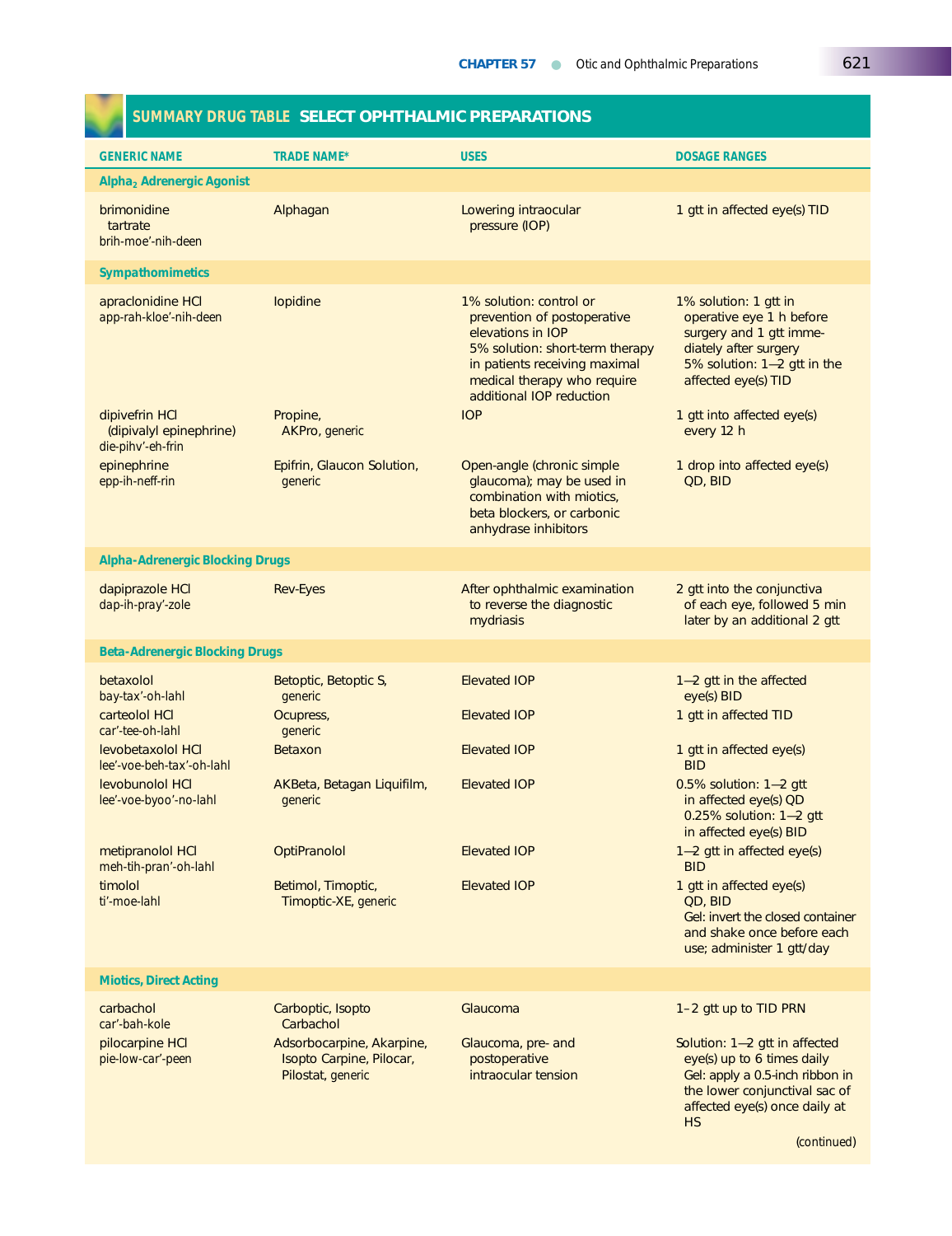## SUMMARY DRUG TABLE SELECT OPHTHALMIC PREPARATIONS

| GENERIC NAME | TRADE NAME* | USES | DOSAGE RANGES |
|---|---|---|---|
| **Alpha$_2$ Adrenergic Agonist** | | | |
| brimonidine tartrate brih-moe'-nih-deen | Alphagan | Lowering intraocular pressure (IOP) | 1 gtt in affected eye(s) TID |
| **Sympathomimetics** | | | |
| apraclonidine HCl app-rah-kloe'-nih-deen | Iopidine | 1% solution: control or prevention of postoperative elevations in IOP 5% solution: short-term therapy in patients receiving maximal medical therapy who require additional IOP reduction | 1% solution: 1 gtt in operative eye 1 h before surgery and 1 gtt immediately after surgery 5% solution: 1–2 gtt in the affected eye(s) TID |
| dipivefrin HCl (dipivalyl epinephrine) die-pihv'-eh-frin | Propine, AKPro, generic | IOP | 1 gtt into affected eye(s) every 12 h |
| epinephrine epp-ih-neff-rin | Epifrin, Glaucon Solution, generic | Open-angle (chronic simple glaucoma); may be used in combination with miotics, beta blockers, or carbonic anhydrase inhibitors | 1 drop into affected eye(s) QD, BID |
| **Alpha-Adrenergic Blocking Drugs** | | | |
| dapiprazole HCl dap-ih-pray'-zole | Rev-Eyes | After ophthalmic examination to reverse the diagnostic mydriasis | 2 gtt into the conjunctiva of each eye, followed 5 min later by an additional 2 gtt |
| **Beta-Adrenergic Blocking Drugs** | | | |
| betaxolol bay-tax'-oh-lahl | Betoptic, Betoptic S, generic | Elevated IOP | 1–2 gtt in the affected eye(s) BID |
| carteolol HCl car'-tee-oh-lahl | Ocupress, generic | Elevated IOP | 1 gtt in affected TID |
| levobetaxolol HCl lee'-voe-beh-tax'-oh-lahl | Betaxon | Elevated IOP | 1 gtt in affected eye(s) BID |
| levobunolol HCl lee'-voe-byoo'-no-lahl | AKBeta, Betagan Liquifilm, generic | Elevated IOP | 0.5% solution: 1–2 gtt in affected eye(s) QD 0.25% solution: 1–2 gtt in affected eye(s) BID |
| metipranolol HCl meh-tih-pran'-oh-lahl | OptiPranolol | Elevated IOP | 1–2 gtt in affected eye(s) BID |
| timolol ti'-moe-lahl | Betimol, Timoptic, Timoptic-XE, generic | Elevated IOP | 1 gtt in affected eye(s) QD, BID Gel: invert the closed container and shake once before each use; administer 1 gtt/day |
| **Miotics, Direct Acting** | | | |
| carbachol car'-bah-kole | Carboptic, Isopto Carbachol | Glaucoma | 1–2 gtt up to TID PRN |
| pilocarpine HCl pie-low-car'-peen | Adsorbocarpine, Akarpine, Isopto Carpine, Pilocar, Pilostat, generic | Glaucoma, pre- and postoperative intraocular tension | Solution: 1–2 gtt in affected eye(s) up to 6 times daily Gel: apply a 0.5-inch ribbon in the lower conjunctival sac of affected eye(s) once daily at HS |

(continued)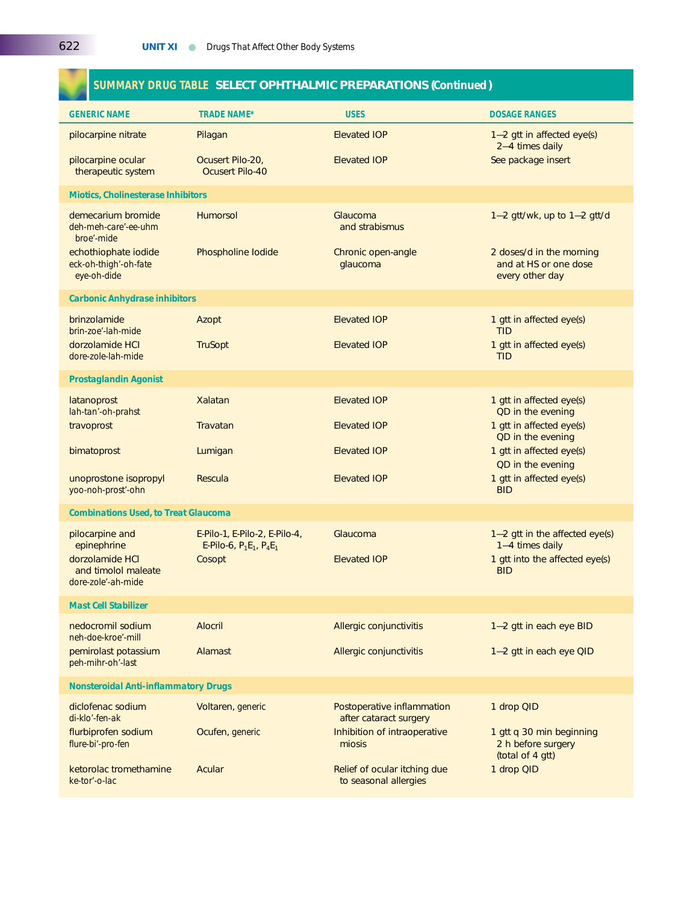## SUMMARY DRUG TABLE SELECT OPHTHALMIC PREPARATIONS (Continued )

| GENERIC NAME | TRADE NAME* | USES | DOSAGE RANGES |
|---|---|---|---|
| pilocarpine nitrate | Pilagan | Elevated IOP | 1–2 gtt in affected eye(s) 2–4 times daily |
| pilocarpine ocular therapeutic system | Ocusert Pilo-20, Ocusert Pilo-40 | Elevated IOP | See package insert |
| **Miotics, Cholinesterase Inhibitors** | | | |
| demecarium bromide deh-meh-care'-ee-uhm broe'-mide | Humorsol | Glaucoma and strabismus | 1–2 gtt/wk, up to 1–2 gtt/d |
| echothiophate iodide eck-oh-thigh'-oh-fate eye-oh-dide | Phospholine Iodide | Chronic open-angle glaucoma | 2 doses/d in the morning and at HS or one dose every other day |
| **Carbonic Anhydrase inhibitors** | | | |
| brinzolamide brin-zoe'-lah-mide | Azopt | Elevated IOP | 1 gtt in affected eye(s) TID |
| dorzolamide HCl dore-zole-lah-mide | TruSopt | Elevated IOP | 1 gtt in affected eye(s) TID |
| **Prostaglandin Agonist** | | | |
| latanoprost lah-tan'-oh-prahst | Xalatan | Elevated IOP | 1 gtt in affected eye(s) QD in the evening |
| travoprost | Travatan | Elevated IOP | 1 gtt in affected eye(s) QD in the evening |
| bimatoprost | Lumigan | Elevated IOP | 1 gtt in affected eye(s) QD in the evening |
| unoprostone isopropyl yoo-noh-prost'-ohn | Rescula | Elevated IOP | 1 gtt in affected eye(s) BID |
| **Combinations Used, to Treat Glaucoma** | | | |
| pilocarpine and epinephrine | E-Pilo-1, E-Pilo-2, E-Pilo-4, E-Pilo-6, $P_1E_1$, $P_4E_1$ | Glaucoma | 1–2 gtt in the affected eye(s) 1–4 times daily |
| dorzolamide HCl and timolol maleate dore-zole'-ah-mide | Cosopt | Elevated IOP | 1 gtt into the affected eye(s) BID |
| **Mast Cell Stabilizer** | | | |
| nedocromil sodium neh-doe-kroe'-mill | Alocril | Allergic conjunctivitis | 1–2 gtt in each eye BID |
| pemirolast potassium peh-mihr-oh'-last | Alamast | Allergic conjunctivitis | 1–2 gtt in each eye QID |
| **Nonsteroidal Anti-inflammatory Drugs** | | | |
| diclofenac sodium di-klo'-fen-ak | Voltaren, generic | Postoperative inflammation after cataract surgery | 1 drop QID |
| flurbiprofen sodium flure-bi'-pro-fen | Ocufen, generic | Inhibition of intraoperative miosis | 1 gtt q 30 min beginning 2 h before surgery (total of 4 gtt) |
| ketorolac tromethamine ke-tor'-o-lac | Acular | Relief of ocular itching due to seasonal allergies | 1 drop QID |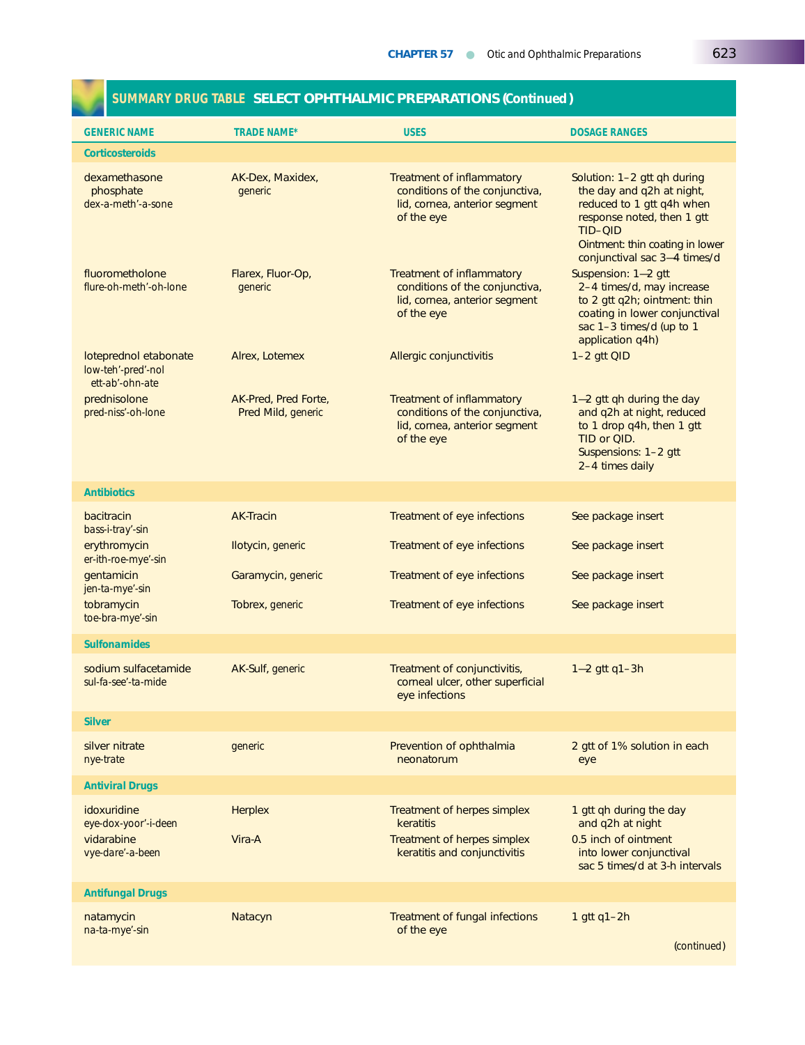## SUMMARY DRUG TABLE SELECT OPHTHALMIC PREPARATIONS (Continued)

| GENERIC NAME | TRADE NAME* | USES | DOSAGE RANGES |
|---|---|---|---|
| **Corticosteroids** | | | |
| dexamethasone phosphate<br>dex-a-meth'-a-sone | AK-Dex, Maxidex, generic | Treatment of inflammatory conditions of the conjunctiva, lid, cornea, anterior segment of the eye | Solution: 1–2 gtt qh during the day and q2h at night, reduced to 1 gtt q4h when response noted, then 1 gtt TID–QID<br>Ointment: thin coating in lower conjunctival sac 3–4 times/d |
| fluorometholone<br>flure-oh-meth'-oh-lone | Flarex, Fluor-Op, generic | Treatment of inflammatory conditions of the conjunctiva, lid, cornea, anterior segment of the eye | Suspension: 1–2 gtt 2–4 times/d, may increase to 2 gtt q2h; ointment: thin coating in lower conjunctival sac 1–3 times/d (up to 1 application q4h) |
| loteprednol etabonate<br>low-teh'-pred'-nol ett-ab'-ohn-ate | Alrex, Lotemex | Allergic conjunctivitis | 1–2 gtt QID |
| prednisolone<br>pred-niss'-oh-lone | AK-Pred, Pred Forte, Pred Mild, generic | Treatment of inflammatory conditions of the conjunctiva, lid, cornea, anterior segment of the eye | 1–2 gtt qh during the day and q2h at night, reduced to 1 drop q4h, then 1 gtt TID or QID.<br>Suspensions: 1–2 gtt 2–4 times daily |
| **Antibiotics** | | | |
| bacitracin<br>bass-i-tray'-sin | AK-Tracin | Treatment of eye infections | See package insert |
| erythromycin<br>er-ith-roe-mye'-sin | Ilotycin, generic | Treatment of eye infections | See package insert |
| gentamicin<br>jen-ta-mye'-sin | Garamycin, generic | Treatment of eye infections | See package insert |
| tobramycin<br>toe-bra-mye'-sin | Tobrex, generic | Treatment of eye infections | See package insert |
| **Sulfonamides** | | | |
| sodium sulfacetamide<br>sul-fa-see'-ta-mide | AK-Sulf, generic | Treatment of conjunctivitis, corneal ulcer, other superficial eye infections | 1–2 gtt q1–3h |
| **Silver** | | | |
| silver nitrate<br>nye-trate | generic | Prevention of ophthalmia neonatorum | 2 gtt of 1% solution in each eye |
| **Antiviral Drugs** | | | |
| idoxuridine<br>eye-dox-yoor'-i-deen | Herplex | Treatment of herpes simplex keratitis | 1 gtt qh during the day and q2h at night |
| vidarabine<br>vye-dare'-a-been | Vira-A | Treatment of herpes simplex keratitis and conjunctivitis | 0.5 inch of ointment into lower conjunctival sac 5 times/d at 3-h intervals |
| **Antifungal Drugs** | | | |
| natamycin<br>na-ta-mye'-sin | Natacyn | Treatment of fungal infections of the eye | 1 gtt q1–2h |

(continued)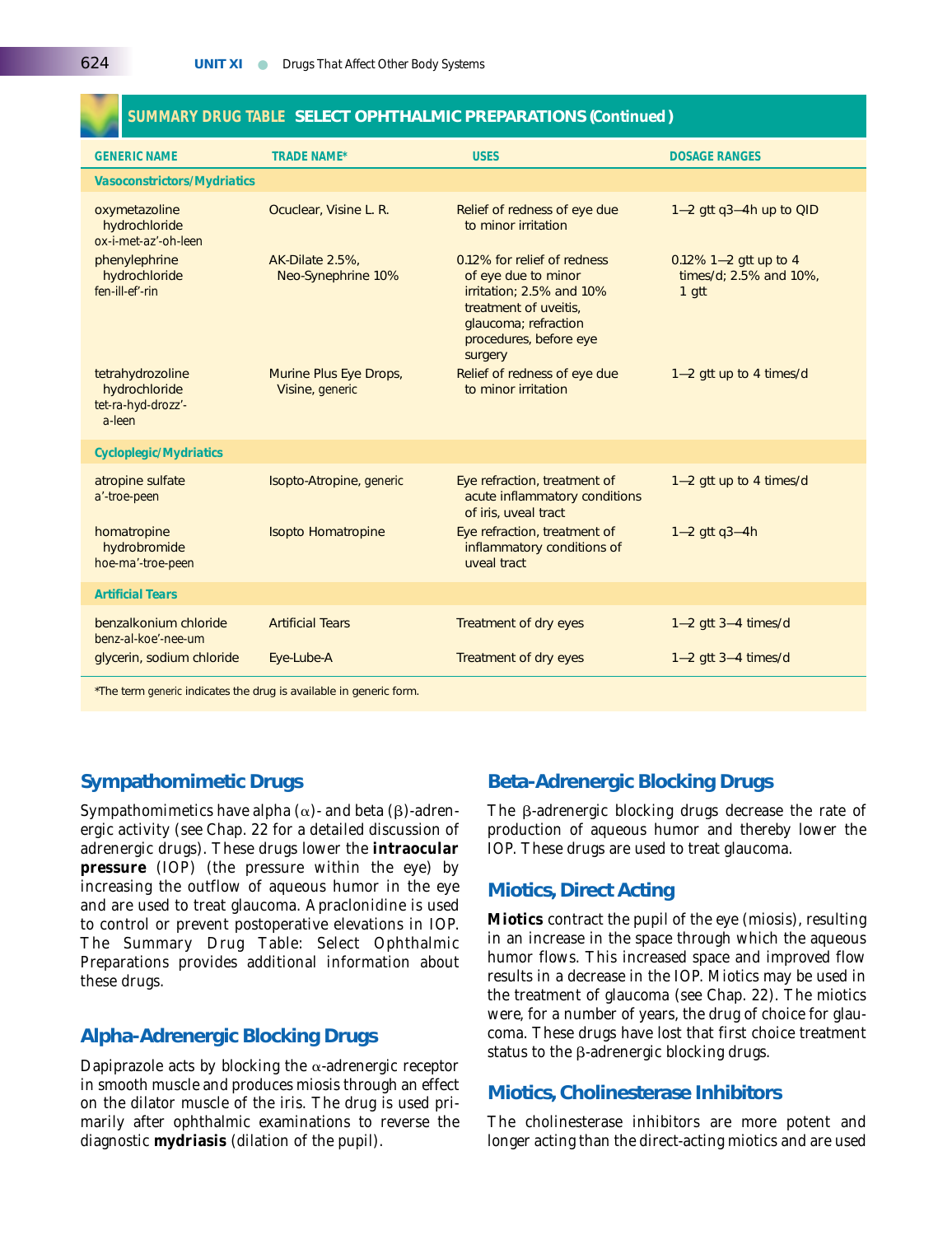## SUMMARY DRUG TABLE SELECT OPHTHALMIC PREPARATIONS (Continued)

| GENERIC NAME | TRADE NAME* | USES | DOSAGE RANGES |
|---|---|---|---|
| **Vasoconstrictors/Mydriatics** | | | |
| oxymetazoline hydrochloride ox-i-met-az'-oh-leen | Ocuclear, Visine L. R. | Relief of redness of eye due to minor irritation | 1–2 gtt q3–4h up to QID |
| phenylephrine hydrochloride fen-ill-ef'-rin | AK-Dilate 2.5%, Neo-Synephrine 10% | 0.12% for relief of redness of eye due to minor irritation; 2.5% and 10% treatment of uveitis, glaucoma; refraction procedures, before eye surgery | 0.12% 1–2 gtt up to 4 times/d; 2.5% and 10%, 1 gtt |
| tetrahydrozoline hydrochloride tet-ra-hyd-drozz'-a-leen | Murine Plus Eye Drops, Visine, generic | Relief of redness of eye due to minor irritation | 1–2 gtt up to 4 times/d |
| **Cycloplegic/Mydriatics** | | | |
| atropine sulfate a'-troe-peen | Isopto-Atropine, generic | Eye refraction, treatment of acute inflammatory conditions of iris, uveal tract | 1–2 gtt up to 4 times/d |
| homatropine hydrobromide hoe-ma'-troe-peen | Isopto Homatropine | Eye refraction, treatment of inflammatory conditions of uveal tract | 1–2 gtt q3–4h |
| **Artificial Tears** | | | |
| benzalkonium chloride benz-al-koe'-nee-um | Artificial Tears | Treatment of dry eyes | 1–2 gtt 3–4 times/d |
| glycerin, sodium chloride | Eye-Lube-A | Treatment of dry eyes | 1–2 gtt 3–4 times/d |

*The term generic indicates the drug is available in generic form.

### Sympathomimetic Drugs

Sympathomimetics have alpha ($\alpha$)- and beta ($\beta$)-adrenergic activity (see Chap. 22 for a detailed discussion of adrenergic drugs). These drugs lower the **intraocular pressure** (IOP) (the pressure within the eye) by increasing the outflow of aqueous humor in the eye and are used to treat glaucoma. Apraclonidine is used to control or prevent postoperative elevations in IOP. The Summary Drug Table: Select Ophthalmic Preparations provides additional information about these drugs.

### Alpha-Adrenergic Blocking Drugs

Dapiprazole acts by blocking the $\alpha$-adrenergic receptor in smooth muscle and produces miosis through an effect on the dilator muscle of the iris. The drug is used primarily after ophthalmic examinations to reverse the diagnostic **mydriasis** (dilation of the pupil).

### Beta-Adrenergic Blocking Drugs

The $\beta$-adrenergic blocking drugs decrease the rate of production of aqueous humor and thereby lower the IOP. These drugs are used to treat glaucoma.

### Miotics, Direct Acting

**Miotics** contract the pupil of the eye (miosis), resulting in an increase in the space through which the aqueous humor flows. This increased space and improved flow results in a decrease in the IOP. Miotics may be used in the treatment of glaucoma (see Chap. 22). The miotics were, for a number of years, the drug of choice for glaucoma. These drugs have lost that first choice treatment status to the $\beta$-adrenergic blocking drugs.

### Miotics, Cholinesterase Inhibitors

The cholinesterase inhibitors are more potent and longer acting than the direct-acting miotics and are used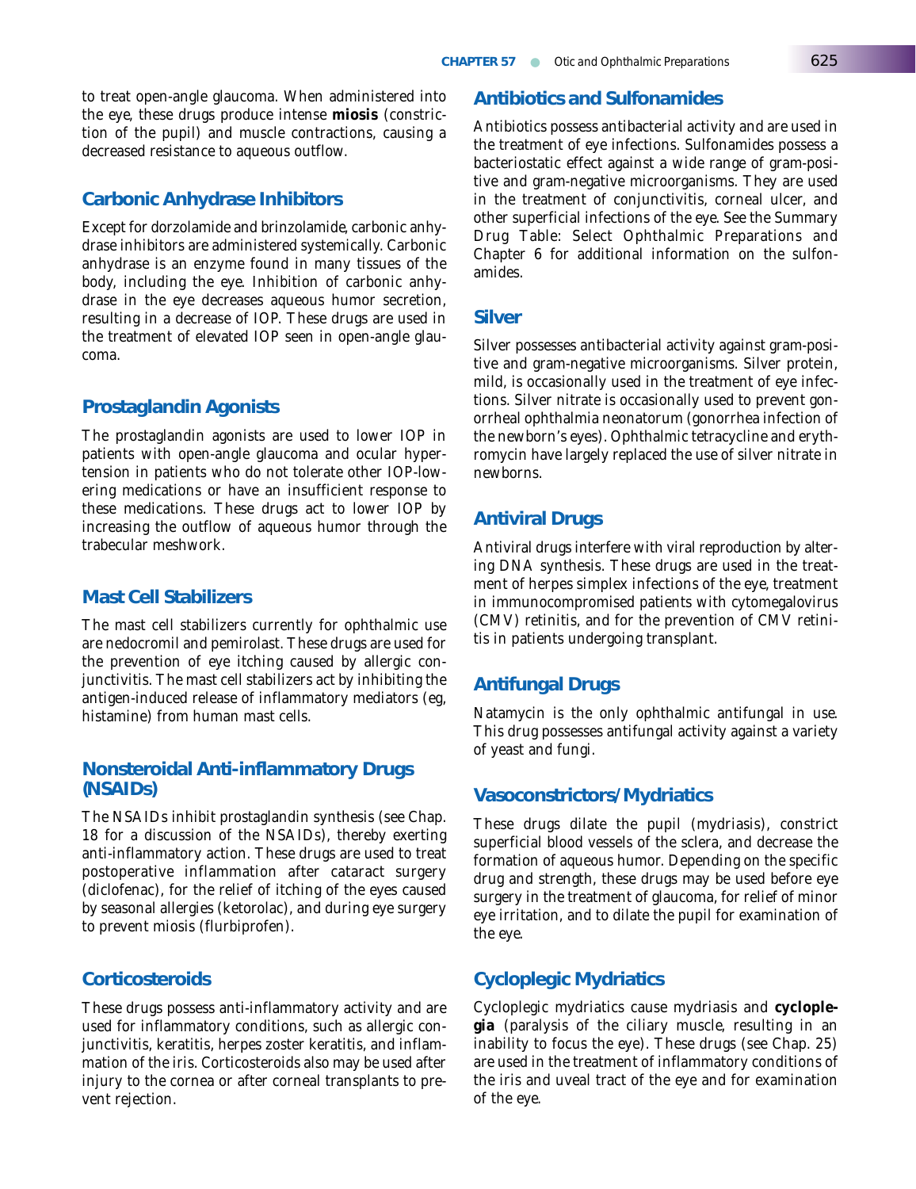to treat open-angle glaucoma. When administered into the eye, these drugs produce intense **miosis** (constriction of the pupil) and muscle contractions, causing a decreased resistance to aqueous outflow.

### Carbonic Anhydrase Inhibitors

Except for dorzolamide and brinzolamide, carbonic anhydrase inhibitors are administered systemically. Carbonic anhydrase is an enzyme found in many tissues of the body, including the eye. Inhibition of carbonic anhydrase in the eye decreases aqueous humor secretion, resulting in a decrease of IOP. These drugs are used in the treatment of elevated IOP seen in open-angle glaucoma.

### Prostaglandin Agonists

The prostaglandin agonists are used to lower IOP in patients with open-angle glaucoma and ocular hypertension in patients who do not tolerate other IOP-lowering medications or have an insufficient response to these medications. These drugs act to lower IOP by increasing the outflow of aqueous humor through the trabecular meshwork.

### Mast Cell Stabilizers

The mast cell stabilizers currently for ophthalmic use are nedocromil and pemirolast. These drugs are used for the prevention of eye itching caused by allergic conjunctivitis. The mast cell stabilizers act by inhibiting the antigen-induced release of inflammatory mediators (eg, histamine) from human mast cells.

### Nonsteroidal Anti-inflammatory Drugs (NSAIDs)

The NSAIDs inhibit prostaglandin synthesis (see Chap. 18 for a discussion of the NSAIDs), thereby exerting anti-inflammatory action. These drugs are used to treat postoperative inflammation after cataract surgery (diclofenac), for the relief of itching of the eyes caused by seasonal allergies (ketorolac), and during eye surgery to prevent miosis (flurbiprofen).

### Corticosteroids

These drugs possess anti-inflammatory activity and are used for inflammatory conditions, such as allergic conjunctivitis, keratitis, herpes zoster keratitis, and inflammation of the iris. Corticosteroids also may be used after injury to the cornea or after corneal transplants to prevent rejection.

### Antibiotics and Sulfonamides

Antibiotics possess antibacterial activity and are used in the treatment of eye infections. Sulfonamides possess a bacteriostatic effect against a wide range of gram-positive and gram-negative microorganisms. They are used in the treatment of conjunctivitis, corneal ulcer, and other superficial infections of the eye. See the Summary Drug Table: Select Ophthalmic Preparations and Chapter 6 for additional information on the sulfonamides.

### Silver

Silver possesses antibacterial activity against gram-positive and gram-negative microorganisms. Silver protein, mild, is occasionally used in the treatment of eye infections. Silver nitrate is occasionally used to prevent gonorrheal ophthalmia neonatorum (gonorrhea infection of the newborn's eyes). Ophthalmic tetracycline and erythromycin have largely replaced the use of silver nitrate in newborns.

### Antiviral Drugs

Antiviral drugs interfere with viral reproduction by altering DNA synthesis. These drugs are used in the treatment of herpes simplex infections of the eye, treatment in immunocompromised patients with cytomegalovirus (CMV) retinitis, and for the prevention of CMV retinitis in patients undergoing transplant.

### Antifungal Drugs

Natamycin is the only ophthalmic antifungal in use. This drug possesses antifungal activity against a variety of yeast and fungi.

### Vasoconstrictors/Mydriatics

These drugs dilate the pupil (mydriasis), constrict superficial blood vessels of the sclera, and decrease the formation of aqueous humor. Depending on the specific drug and strength, these drugs may be used before eye surgery in the treatment of glaucoma, for relief of minor eye irritation, and to dilate the pupil for examination of the eye.

### Cycloplegic Mydriatics

Cycloplegic mydriatics cause mydriasis and **cycloplegia** (paralysis of the ciliary muscle, resulting in an inability to focus the eye). These drugs (see Chap. 25) are used in the treatment of inflammatory conditions of the iris and uveal tract of the eye and for examination of the eye.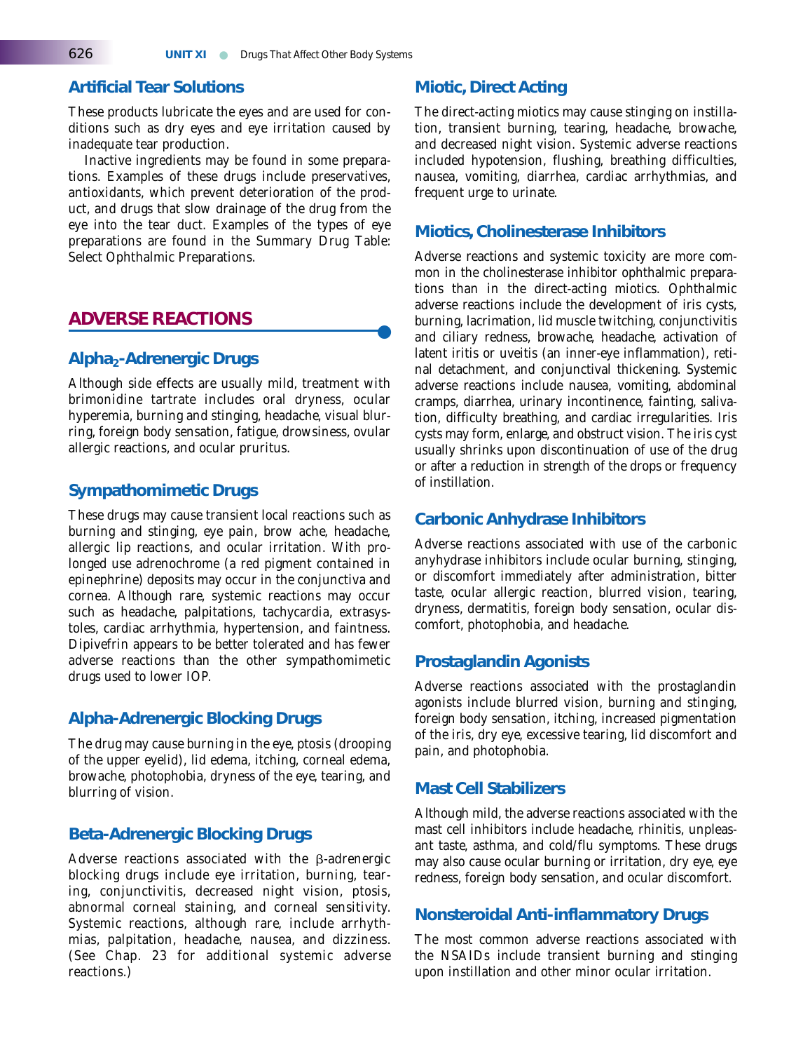### Artificial Tear Solutions

These products lubricate the eyes and are used for conditions such as dry eyes and eye irritation caused by inadequate tear production.

Inactive ingredients may be found in some preparations. Examples of these drugs include preservatives, antioxidants, which prevent deterioration of the product, and drugs that slow drainage of the drug from the eye into the tear duct. Examples of the types of eye preparations are found in the Summary Drug Table: Select Ophthalmic Preparations.

## ADVERSE REACTIONS

### Alpha$_2$-Adrenergic Drugs

Although side effects are usually mild, treatment with brimonidine tartrate includes oral dryness, ocular hyperemia, burning and stinging, headache, visual blurring, foreign body sensation, fatigue, drowsiness, ovular allergic reactions, and ocular pruritus.

### Sympathomimetic Drugs

These drugs may cause transient local reactions such as burning and stinging, eye pain, brow ache, headache, allergic lip reactions, and ocular irritation. With prolonged use adrenochrome (a red pigment contained in epinephrine) deposits may occur in the conjunctiva and cornea. Although rare, systemic reactions may occur such as headache, palpitations, tachycardia, extrasystoles, cardiac arrhythmia, hypertension, and faintness. Dipivefrin appears to be better tolerated and has fewer adverse reactions than the other sympathomimetic drugs used to lower IOP.

### Alpha-Adrenergic Blocking Drugs

The drug may cause burning in the eye, ptosis (drooping of the upper eyelid), lid edema, itching, corneal edema, browache, photophobia, dryness of the eye, tearing, and blurring of vision.

### Beta-Adrenergic Blocking Drugs

Adverse reactions associated with the β-adrenergic blocking drugs include eye irritation, burning, tearing, conjunctivitis, decreased night vision, ptosis, abnormal corneal staining, and corneal sensitivity. Systemic reactions, although rare, include arrhythmias, palpitation, headache, nausea, and dizziness. (See Chap. 23 for additional systemic adverse reactions.)

### Miotic, Direct Acting

The direct-acting miotics may cause stinging on instillation, transient burning, tearing, headache, browache, and decreased night vision. Systemic adverse reactions included hypotension, flushing, breathing difficulties, nausea, vomiting, diarrhea, cardiac arrhythmias, and frequent urge to urinate.

### Miotics, Cholinesterase Inhibitors

Adverse reactions and systemic toxicity are more common in the cholinesterase inhibitor ophthalmic preparations than in the direct-acting miotics. Ophthalmic adverse reactions include the development of iris cysts, burning, lacrimation, lid muscle twitching, conjunctivitis and ciliary redness, browache, headache, activation of latent iritis or uveitis (an inner-eye inflammation), retinal detachment, and conjunctival thickening. Systemic adverse reactions include nausea, vomiting, abdominal cramps, diarrhea, urinary incontinence, fainting, salivation, difficulty breathing, and cardiac irregularities. Iris cysts may form, enlarge, and obstruct vision. The iris cyst usually shrinks upon discontinuation of use of the drug or after a reduction in strength of the drops or frequency of instillation.

### Carbonic Anhydrase Inhibitors

Adverse reactions associated with use of the carbonic anyhydrase inhibitors include ocular burning, stinging, or discomfort immediately after administration, bitter taste, ocular allergic reaction, blurred vision, tearing, dryness, dermatitis, foreign body sensation, ocular discomfort, photophobia, and headache.

### Prostaglandin Agonists

Adverse reactions associated with the prostaglandin agonists include blurred vision, burning and stinging, foreign body sensation, itching, increased pigmentation of the iris, dry eye, excessive tearing, lid discomfort and pain, and photophobia.

### Mast Cell Stabilizers

Although mild, the adverse reactions associated with the mast cell inhibitors include headache, rhinitis, unpleasant taste, asthma, and cold/flu symptoms. These drugs may also cause ocular burning or irritation, dry eye, eye redness, foreign body sensation, and ocular discomfort.

### Nonsteroidal Anti-inflammatory Drugs

The most common adverse reactions associated with the NSAIDs include transient burning and stinging upon instillation and other minor ocular irritation.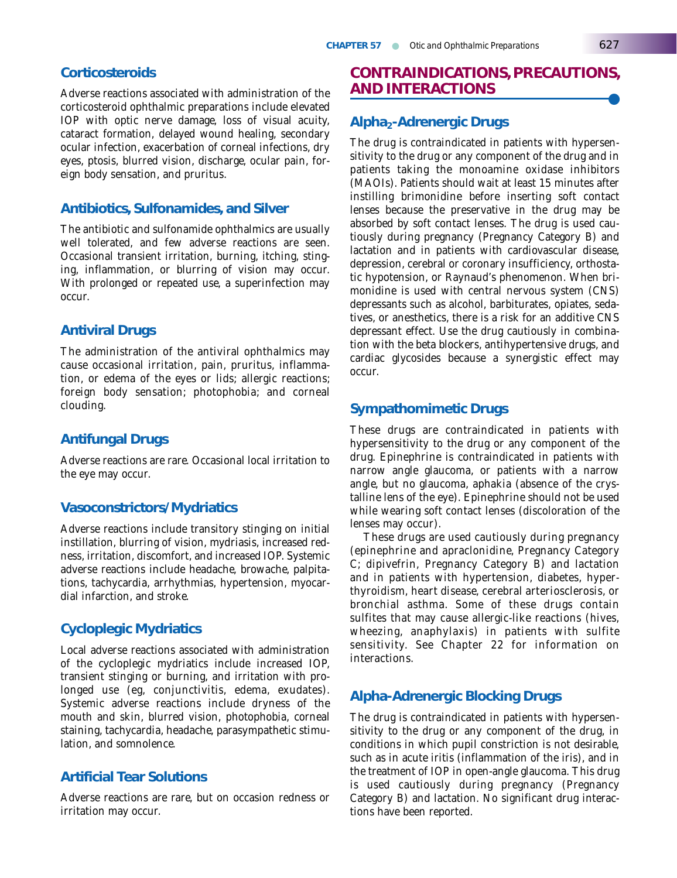### Corticosteroids

Adverse reactions associated with administration of the corticosteroid ophthalmic preparations include elevated IOP with optic nerve damage, loss of visual acuity, cataract formation, delayed wound healing, secondary ocular infection, exacerbation of corneal infections, dry eyes, ptosis, blurred vision, discharge, ocular pain, foreign body sensation, and pruritus.

### Antibiotics, Sulfonamides, and Silver

The antibiotic and sulfonamide ophthalmics are usually well tolerated, and few adverse reactions are seen. Occasional transient irritation, burning, itching, stinging, inflammation, or blurring of vision may occur. With prolonged or repeated use, a superinfection may occur.

### Antiviral Drugs

The administration of the antiviral ophthalmics may cause occasional irritation, pain, pruritus, inflammation, or edema of the eyes or lids; allergic reactions; foreign body sensation; photophobia; and corneal clouding.

### Antifungal Drugs

Adverse reactions are rare. Occasional local irritation to the eye may occur.

### Vasoconstrictors/Mydriatics

Adverse reactions include transitory stinging on initial instillation, blurring of vision, mydriasis, increased redness, irritation, discomfort, and increased IOP. Systemic adverse reactions include headache, browache, palpitations, tachycardia, arrhythmias, hypertension, myocardial infarction, and stroke.

### Cycloplegic Mydriatics

Local adverse reactions associated with administration of the cycloplegic mydriatics include increased IOP, transient stinging or burning, and irritation with prolonged use (eg, conjunctivitis, edema, exudates). Systemic adverse reactions include dryness of the mouth and skin, blurred vision, photophobia, corneal staining, tachycardia, headache, parasympathetic stimulation, and somnolence.

### Artificial Tear Solutions

Adverse reactions are rare, but on occasion redness or irritation may occur.

## CONTRAINDICATIONS, PRECAUTIONS, AND INTERACTIONS

### Alpha$_2$-Adrenergic Drugs

The drug is contraindicated in patients with hypersensitivity to the drug or any component of the drug and in patients taking the monoamine oxidase inhibitors (MAOIs). Patients should wait at least 15 minutes after instilling brimonidine before inserting soft contact lenses because the preservative in the drug may be absorbed by soft contact lenses. The drug is used cautiously during pregnancy (Pregnancy Category B) and lactation and in patients with cardiovascular disease, depression, cerebral or coronary insufficiency, orthostatic hypotension, or Raynaud's phenomenon. When brimonidine is used with central nervous system (CNS) depressants such as alcohol, barbiturates, opiates, sedatives, or anesthetics, there is a risk for an additive CNS depressant effect. Use the drug cautiously in combination with the beta blockers, antihypertensive drugs, and cardiac glycosides because a synergistic effect may occur.

### Sympathomimetic Drugs

These drugs are contraindicated in patients with hypersensitivity to the drug or any component of the drug. Epinephrine is contraindicated in patients with narrow angle glaucoma, or patients with a narrow angle, but no glaucoma, aphakia (absence of the crystalline lens of the eye). Epinephrine should not be used while wearing soft contact lenses (discoloration of the lenses may occur).

These drugs are used cautiously during pregnancy (epinephrine and apraclonidine, Pregnancy Category C; dipivefrin, Pregnancy Category B) and lactation and in patients with hypertension, diabetes, hyperthyroidism, heart disease, cerebral arteriosclerosis, or bronchial asthma. Some of these drugs contain sulfites that may cause allergic-like reactions (hives, wheezing, anaphylaxis) in patients with sulfite sensitivity. See Chapter 22 for information on interactions.

### Alpha-Adrenergic Blocking Drugs

The drug is contraindicated in patients with hypersensitivity to the drug or any component of the drug, in conditions in which pupil constriction is not desirable, such as in acute iritis (inflammation of the iris), and in the treatment of IOP in open-angle glaucoma. This drug is used cautiously during pregnancy (Pregnancy Category B) and lactation. No significant drug interactions have been reported.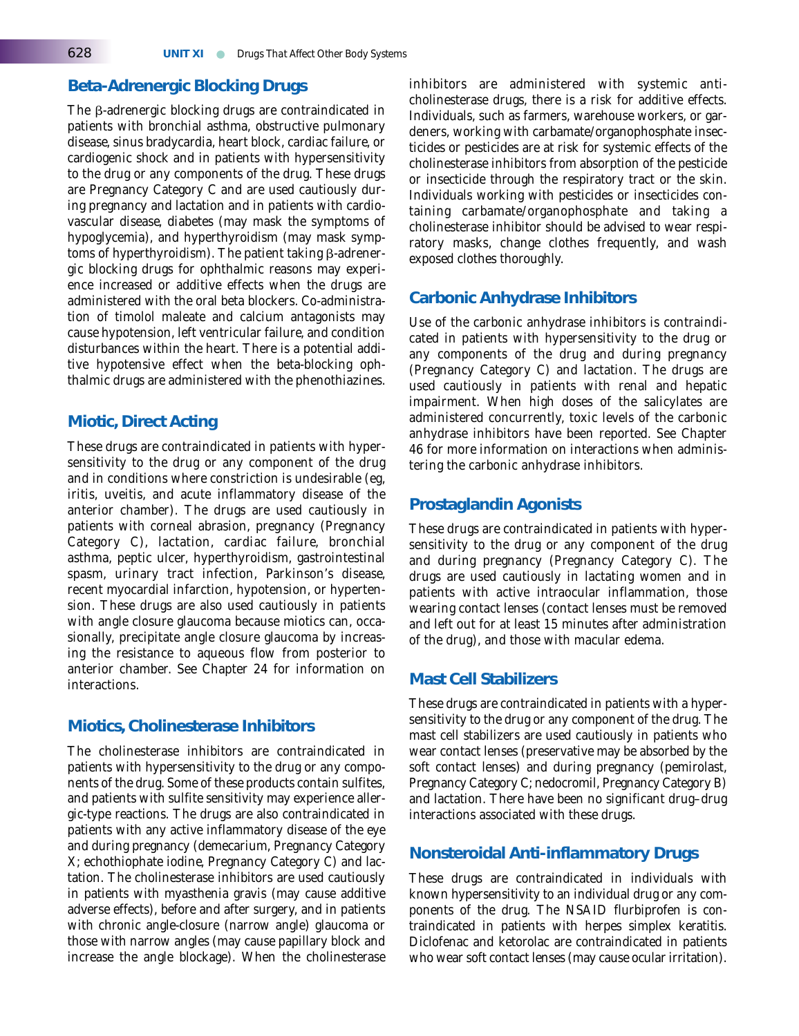### Beta-Adrenergic Blocking Drugs

The β-adrenergic blocking drugs are contraindicated in patients with bronchial asthma, obstructive pulmonary disease, sinus bradycardia, heart block, cardiac failure, or cardiogenic shock and in patients with hypersensitivity to the drug or any components of the drug. These drugs are Pregnancy Category C and are used cautiously during pregnancy and lactation and in patients with cardiovascular disease, diabetes (may mask the symptoms of hypoglycemia), and hyperthyroidism (may mask symptoms of hyperthyroidism). The patient taking β-adrenergic blocking drugs for ophthalmic reasons may experience increased or additive effects when the drugs are administered with the oral beta blockers. Co-administration of timolol maleate and calcium antagonists may cause hypotension, left ventricular failure, and condition disturbances within the heart. There is a potential additive hypotensive effect when the beta-blocking ophthalmic drugs are administered with the phenothiazines.

### Miotic, Direct Acting

These drugs are contraindicated in patients with hypersensitivity to the drug or any component of the drug and in conditions where constriction is undesirable (eg, iritis, uveitis, and acute inflammatory disease of the anterior chamber). The drugs are used cautiously in patients with corneal abrasion, pregnancy (Pregnancy Category C), lactation, cardiac failure, bronchial asthma, peptic ulcer, hyperthyroidism, gastrointestinal spasm, urinary tract infection, Parkinson's disease, recent myocardial infarction, hypotension, or hypertension. These drugs are also used cautiously in patients with angle closure glaucoma because miotics can, occasionally, precipitate angle closure glaucoma by increasing the resistance to aqueous flow from posterior to anterior chamber. See Chapter 24 for information on interactions.

### Miotics, Cholinesterase Inhibitors

The cholinesterase inhibitors are contraindicated in patients with hypersensitivity to the drug or any components of the drug. Some of these products contain sulfites, and patients with sulfite sensitivity may experience allergic-type reactions. The drugs are also contraindicated in patients with any active inflammatory disease of the eye and during pregnancy (demecarium, Pregnancy Category X; echothiophate iodine, Pregnancy Category C) and lactation. The cholinesterase inhibitors are used cautiously in patients with myasthenia gravis (may cause additive adverse effects), before and after surgery, and in patients with chronic angle-closure (narrow angle) glaucoma or those with narrow angles (may cause papillary block and increase the angle blockage). When the cholinesterase inhibitors are administered with systemic anticholinesterase drugs, there is a risk for additive effects. Individuals, such as farmers, warehouse workers, or gardeners, working with carbamate/organophosphate insecticides or pesticides are at risk for systemic effects of the cholinesterase inhibitors from absorption of the pesticide or insecticide through the respiratory tract or the skin. Individuals working with pesticides or insecticides containing carbamate/organophosphate and taking a cholinesterase inhibitor should be advised to wear respiratory masks, change clothes frequently, and wash exposed clothes thoroughly.

### Carbonic Anhydrase Inhibitors

Use of the carbonic anhydrase inhibitors is contraindicated in patients with hypersensitivity to the drug or any components of the drug and during pregnancy (Pregnancy Category C) and lactation. The drugs are used cautiously in patients with renal and hepatic impairment. When high doses of the salicylates are administered concurrently, toxic levels of the carbonic anhydrase inhibitors have been reported. See Chapter 46 for more information on interactions when administering the carbonic anhydrase inhibitors.

### Prostaglandin Agonists

These drugs are contraindicated in patients with hypersensitivity to the drug or any component of the drug and during pregnancy (Pregnancy Category C). The drugs are used cautiously in lactating women and in patients with active intraocular inflammation, those wearing contact lenses (contact lenses must be removed and left out for at least 15 minutes after administration of the drug), and those with macular edema.

### Mast Cell Stabilizers

These drugs are contraindicated in patients with a hypersensitivity to the drug or any component of the drug. The mast cell stabilizers are used cautiously in patients who wear contact lenses (preservative may be absorbed by the soft contact lenses) and during pregnancy (pemirolast, Pregnancy Category C; nedocromil, Pregnancy Category B) and lactation. There have been no significant drug–drug interactions associated with these drugs.

### Nonsteroidal Anti-inflammatory Drugs

These drugs are contraindicated in individuals with known hypersensitivity to an individual drug or any components of the drug. The NSAID flurbiprofen is contraindicated in patients with herpes simplex keratitis. Diclofenac and ketorolac are contraindicated in patients who wear soft contact lenses (may cause ocular irritation).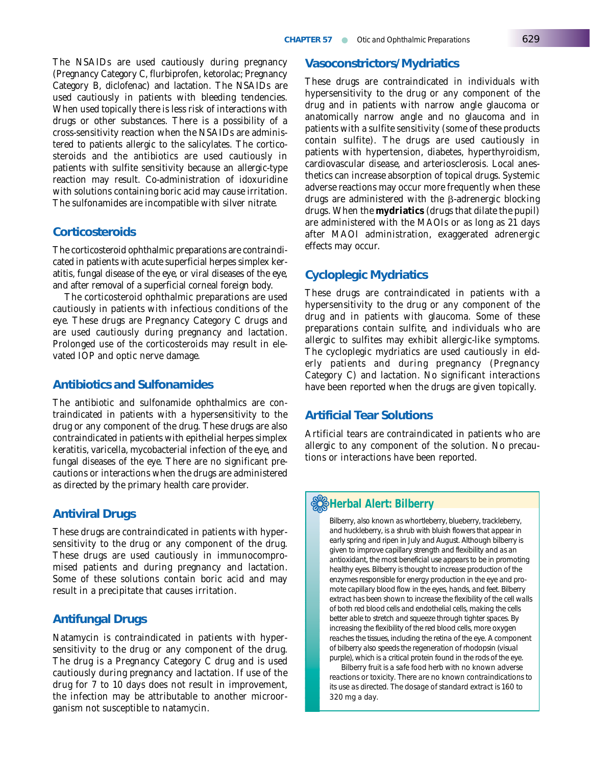The NSAIDs are used cautiously during pregnancy (Pregnancy Category C, flurbiprofen, ketorolac; Pregnancy Category B, diclofenac) and lactation. The NSAIDs are used cautiously in patients with bleeding tendencies. When used topically there is less risk of interactions with drugs or other substances. There is a possibility of a cross-sensitivity reaction when the NSAIDs are administered to patients allergic to the salicylates. The corticosteroids and the antibiotics are used cautiously in patients with sulfite sensitivity because an allergic-type reaction may result. Co-administration of idoxuridine with solutions containing boric acid may cause irritation. The sulfonamides are incompatible with silver nitrate.

### Corticosteroids

The corticosteroid ophthalmic preparations are contraindicated in patients with acute superficial herpes simplex keratitis, fungal disease of the eye, or viral diseases of the eye, and after removal of a superficial corneal foreign body.

The corticosteroid ophthalmic preparations are used cautiously in patients with infectious conditions of the eye. These drugs are Pregnancy Category C drugs and are used cautiously during pregnancy and lactation. Prolonged use of the corticosteroids may result in elevated IOP and optic nerve damage.

### Antibiotics and Sulfonamides

The antibiotic and sulfonamide ophthalmics are contraindicated in patients with a hypersensitivity to the drug or any component of the drug. These drugs are also contraindicated in patients with epithelial herpes simplex keratitis, varicella, mycobacterial infection of the eye, and fungal diseases of the eye. There are no significant precautions or interactions when the drugs are administered as directed by the primary health care provider.

### Antiviral Drugs

These drugs are contraindicated in patients with hypersensitivity to the drug or any component of the drug. These drugs are used cautiously in immunocompromised patients and during pregnancy and lactation. Some of these solutions contain boric acid and may result in a precipitate that causes irritation.

### Antifungal Drugs

Natamycin is contraindicated in patients with hypersensitivity to the drug or any component of the drug. The drug is a Pregnancy Category C drug and is used cautiously during pregnancy and lactation. If use of the drug for 7 to 10 days does not result in improvement, the infection may be attributable to another microorganism not susceptible to natamycin.

### Vasoconstrictors/Mydriatics

These drugs are contraindicated in individuals with hypersensitivity to the drug or any component of the drug and in patients with narrow angle glaucoma or anatomically narrow angle and no glaucoma and in patients with a sulfite sensitivity (some of these products contain sulfite). The drugs are used cautiously in patients with hypertension, diabetes, hyperthyroidism, cardiovascular disease, and arteriosclerosis. Local anesthetics can increase absorption of topical drugs. Systemic adverse reactions may occur more frequently when these drugs are administered with the β-adrenergic blocking drugs. When the **mydriatics** (drugs that dilate the pupil) are administered with the MAOIs or as long as 21 days after MAOI administration, exaggerated adrenergic effects may occur.

### Cycloplegic Mydriatics

These drugs are contraindicated in patients with a hypersensitivity to the drug or any component of the drug and in patients with glaucoma. Some of these preparations contain sulfite, and individuals who are allergic to sulfites may exhibit allergic-like symptoms. The cycloplegic mydriatics are used cautiously in elderly patients and during pregnancy (Pregnancy Category C) and lactation. No significant interactions have been reported when the drugs are given topically.

### Artificial Tear Solutions

Artificial tears are contraindicated in patients who are allergic to any component of the solution. No precautions or interactions have been reported.

### Herbal Alert: Bilberry

Bilberry, also known as whortleberry, blueberry, trackleberry, and huckleberry, is a shrub with bluish flowers that appear in early spring and ripen in July and August. Although bilberry is given to improve capillary strength and flexibility and as an antioxidant, the most beneficial use appears to be in promoting healthy eyes. Bilberry is thought to increase production of the enzymes responsible for energy production in the eye and promote capillary blood flow in the eyes, hands, and feet. Bilberry extract has been shown to increase the flexibility of the cell walls of both red blood cells and endothelial cells, making the cells better able to stretch and squeeze through tighter spaces. By increasing the flexibility of the red blood cells, more oxygen reaches the tissues, including the retina of the eye. A component of bilberry also speeds the regeneration of rhodopsin (visual purple), which is a critical protein found in the rods of the eye.

Bilberry fruit is a safe food herb with no known adverse reactions or toxicity. There are no known contraindications to its use as directed. The dosage of standard extract is 160 to 320 mg a day.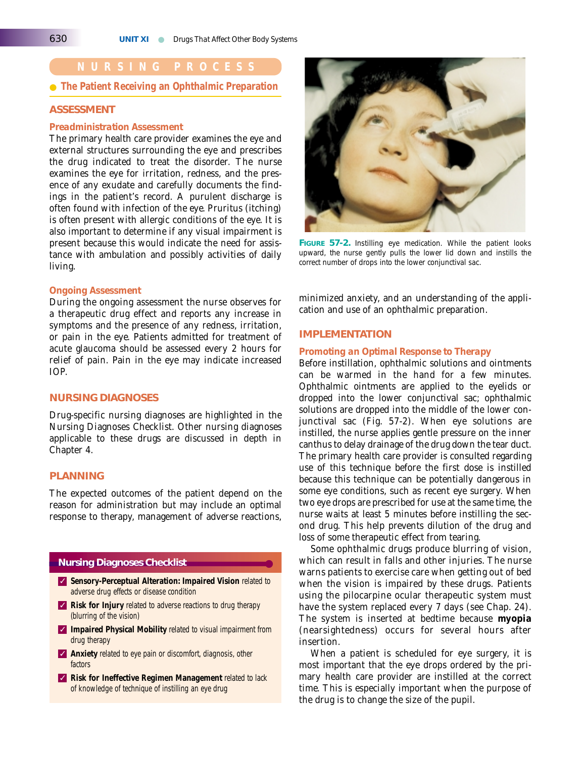# NURSING PROCESS

## The Patient Receiving an Ophthalmic Preparation

### ASSESSMENT

#### *Preadministration Assessment*

The primary health care provider examines the eye and external structures surrounding the eye and prescribes the drug indicated to treat the disorder. The nurse examines the eye for irritation, redness, and the presence of any exudate and carefully documents the findings in the patient's record. A purulent discharge is often found with infection of the eye. Pruritus (itching) is often present with allergic conditions of the eye. It is also important to determine if any visual impairment is present because this would indicate the need for assistance with ambulation and possibly activities of daily living.

#### *Ongoing Assessment*

During the ongoing assessment the nurse observes for a therapeutic drug effect and reports any increase in symptoms and the presence of any redness, irritation, or pain in the eye. Patients admitted for treatment of acute glaucoma should be assessed every 2 hours for relief of pain. Pain in the eye may indicate increased IOP.

### NURSING DIAGNOSES

Drug-specific nursing diagnoses are highlighted in the Nursing Diagnoses Checklist. Other nursing diagnoses applicable to these drugs are discussed in depth in Chapter 4.

### PLANNING

The expected outcomes of the patient depend on the reason for administration but may include an optimal response to therapy, management of adverse reactions, minimized anxiety, and an understanding of the application and use of an ophthalmic preparation.

> **Nursing Diagnoses Checklist**
>
> - ✓ **Sensory-Perceptual Alteration: Impaired Vision** related to adverse drug effects or disease condition
> - ✓ **Risk for Injury** related to adverse reactions to drug therapy (blurring of the vision)
> - ✓ **Impaired Physical Mobility** related to visual impairment from drug therapy
> - ✓ **Anxiety** related to eye pain or discomfort, diagnosis, other factors
> - ✓ **Risk for Ineffective Regimen Management** related to lack of knowledge of technique of instilling an eye drug

**FIGURE 57-2.** Instilling eye medication. While the patient looks upward, the nurse gently pulls the lower lid down and instills the correct number of drops into the lower conjunctival sac.

### IMPLEMENTATION

#### *Promoting an Optimal Response to Therapy*

Before instillation, ophthalmic solutions and ointments can be warmed in the hand for a few minutes. Ophthalmic ointments are applied to the eyelids or dropped into the lower conjunctival sac; ophthalmic solutions are dropped into the middle of the lower conjunctival sac (Fig. 57-2). When eye solutions are instilled, the nurse applies gentle pressure on the inner canthus to delay drainage of the drug down the tear duct. The primary health care provider is consulted regarding use of this technique before the first dose is instilled because this technique can be potentially dangerous in some eye conditions, such as recent eye surgery. When two eye drops are prescribed for use at the same time, the nurse waits at least 5 minutes before instilling the second drug. This help prevents dilution of the drug and loss of some therapeutic effect from tearing.

Some ophthalmic drugs produce blurring of vision, which can result in falls and other injuries. The nurse warns patients to exercise care when getting out of bed when the vision is impaired by these drugs. Patients using the pilocarpine ocular therapeutic system must have the system replaced every 7 days (see Chap. 24). The system is inserted at bedtime because **myopia** (nearsightedness) occurs for several hours after insertion.

When a patient is scheduled for eye surgery, it is most important that the eye drops ordered by the primary health care provider are instilled at the correct time. This is especially important when the purpose of the drug is to change the size of the pupil.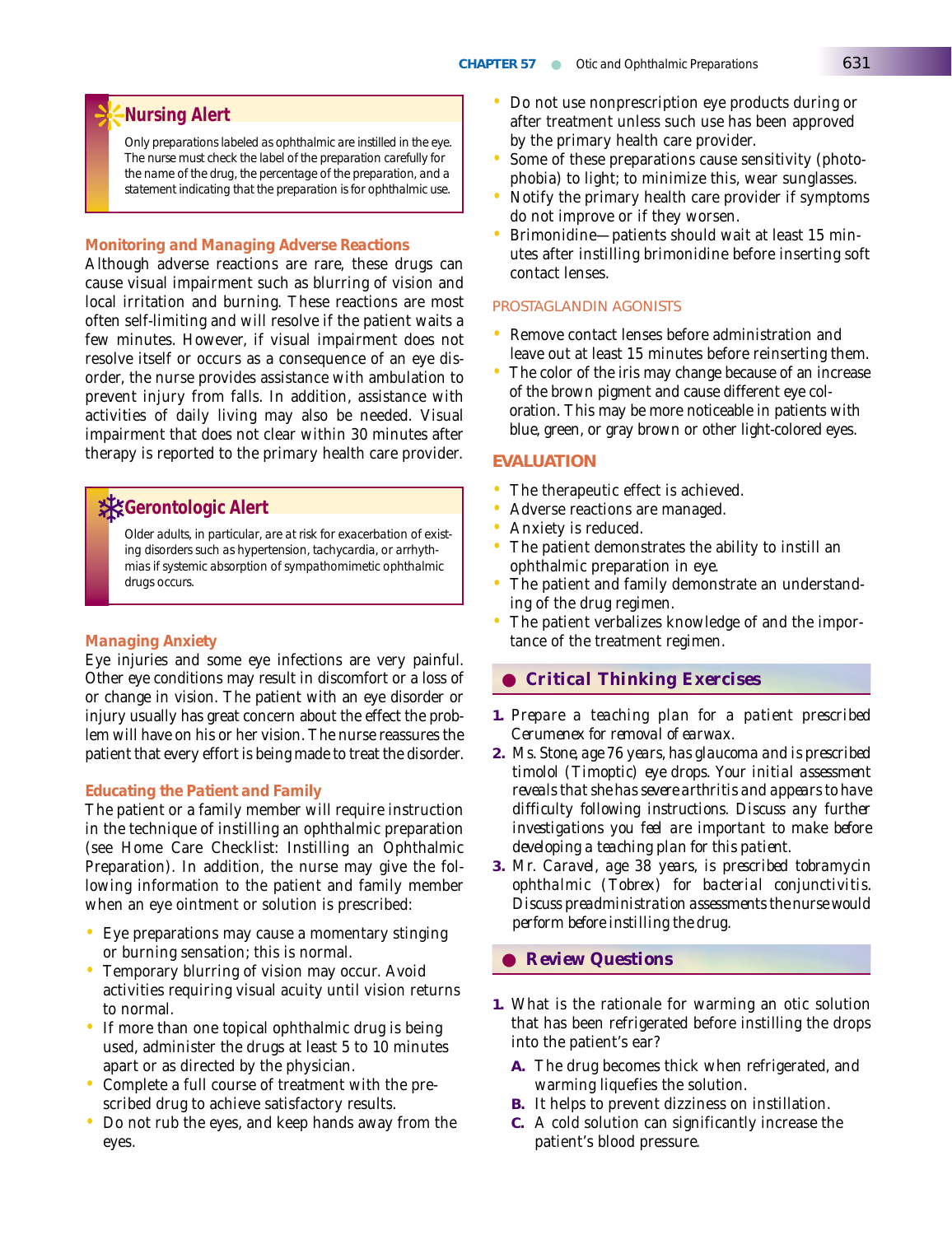**Nursing Alert**

Only preparations labeled as ophthalmic are instilled in the eye. The nurse must check the label of the preparation carefully for the name of the drug, the percentage of the preparation, and a statement indicating that the preparation is for ophthalmic use.

### Monitoring and Managing Adverse Reactions

Although adverse reactions are rare, these drugs can cause visual impairment such as blurring of vision and local irritation and burning. These reactions are most often self-limiting and will resolve if the patient waits a few minutes. However, if visual impairment does not resolve itself or occurs as a consequence of an eye disorder, the nurse provides assistance with ambulation to prevent injury from falls. In addition, assistance with activities of daily living may also be needed. Visual impairment that does not clear within 30 minutes after therapy is reported to the primary health care provider.

**Gerontologic Alert**

Older adults, in particular, are at risk for exacerbation of existing disorders such as hypertension, tachycardia, or arrhythmias if systemic absorption of sympathomimetic ophthalmic drugs occurs.

### Managing Anxiety

Eye injuries and some eye infections are very painful. Other eye conditions may result in discomfort or a loss of or change in vision. The patient with an eye disorder or injury usually has great concern about the effect the problem will have on his or her vision. The nurse reassures the patient that every effort is being made to treat the disorder.

### Educating the Patient and Family

The patient or a family member will require instruction in the technique of instilling an ophthalmic preparation (see Home Care Checklist: Instilling an Ophthalmic Preparation). In addition, the nurse may give the following information to the patient and family member when an eye ointment or solution is prescribed:

- Eye preparations may cause a momentary stinging or burning sensation; this is normal.
- Temporary blurring of vision may occur. Avoid activities requiring visual acuity until vision returns to normal.
- If more than one topical ophthalmic drug is being used, administer the drugs at least 5 to 10 minutes apart or as directed by the physician.
- Complete a full course of treatment with the prescribed drug to achieve satisfactory results.
- Do not rub the eyes, and keep hands away from the eyes.
- Do not use nonprescription eye products during or after treatment unless such use has been approved by the primary health care provider.
- Some of these preparations cause sensitivity (photophobia) to light; to minimize this, wear sunglasses.
- Notify the primary health care provider if symptoms do not improve or if they worsen.
- Brimonidine—patients should wait at least 15 minutes after instilling brimonidine before inserting soft contact lenses.

#### PROSTAGLANDIN AGONISTS

- Remove contact lenses before administration and leave out at least 15 minutes before reinserting them.
- The color of the iris may change because of an increase of the brown pigment and cause different eye coloration. This may be more noticeable in patients with blue, green, or gray brown or other light-colored eyes.

## EVALUATION

- The therapeutic effect is achieved.
- Adverse reactions are managed.
- Anxiety is reduced.
- The patient demonstrates the ability to instill an ophthalmic preparation in eye.
- The patient and family demonstrate an understanding of the drug regimen.
- The patient verbalizes knowledge of and the importance of the treatment regimen.

## Critical Thinking Exercises

1. *Prepare a teaching plan for a patient prescribed Cerumenex for removal of earwax.*
2. *Ms. Stone, age 76 years, has glaucoma and is prescribed timolol (Timoptic) eye drops. Your initial assessment reveals that she has severe arthritis and appears to have difficulty following instructions. Discuss any further investigations you feel are important to make before developing a teaching plan for this patient.*
3. *Mr. Caravel, age 38 years, is prescribed tobramycin ophthalmic (Tobrex) for bacterial conjunctivitis. Discuss preadministration assessments the nurse would perform before instilling the drug.*

## Review Questions

1. What is the rationale for warming an otic solution that has been refrigerated before instilling the drops into the patient's ear?
   - **A.** The drug becomes thick when refrigerated, and warming liquefies the solution.
   - **B.** It helps to prevent dizziness on instillation.
   - **C.** A cold solution can significantly increase the patient's blood pressure.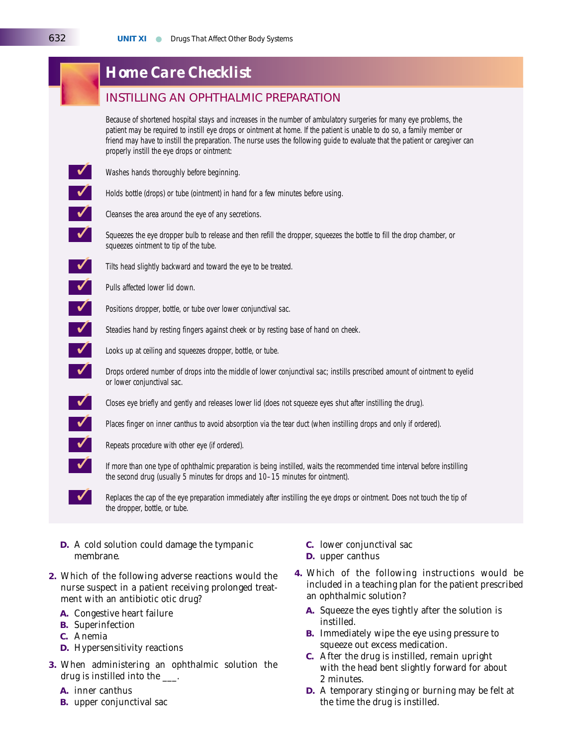## Home Care Checklist

### INSTILLING AN OPHTHALMIC PREPARATION

Because of shortened hospital stays and increases in the number of ambulatory surgeries for many eye problems, the patient may be required to instill eye drops or ointment at home. If the patient is unable to do so, a family member or friend may have to instill the preparation. The nurse uses the following guide to evaluate that the patient or caregiver can properly instill the eye drops or ointment:

- ✓ Washes hands thoroughly before beginning.
- ✓ Holds bottle (drops) or tube (ointment) in hand for a few minutes before using.
- ✓ Cleanses the area around the eye of any secretions.
- ✓ Squeezes the eye dropper bulb to release and then refill the dropper, squeezes the bottle to fill the drop chamber, or squeezes ointment to tip of the tube.
- ✓ Tilts head slightly backward and toward the eye to be treated.
- ✓ Pulls affected lower lid down.
- ✓ Positions dropper, bottle, or tube over lower conjunctival sac.
- ✓ Steadies hand by resting fingers against cheek or by resting base of hand on cheek.
- ✓ Looks up at ceiling and squeezes dropper, bottle, or tube.
- ✓ Drops ordered number of drops into the middle of lower conjunctival sac; instills prescribed amount of ointment to eyelid or lower conjunctival sac.
- ✓ Closes eye briefly and gently and releases lower lid (does not squeeze eyes shut after instilling the drug).
- ✓ Places finger on inner canthus to avoid absorption via the tear duct (when instilling drops and only if ordered).
- ✓ Repeats procedure with other eye (if ordered).
- ✓ If more than one type of ophthalmic preparation is being instilled, waits the recommended time interval before instilling the second drug (usually 5 minutes for drops and 10–15 minutes for ointment).
- ✓ Replaces the cap of the eye preparation immediately after instilling the eye drops or ointment. Does not touch the tip of the dropper, bottle, or tube.

**D.** A cold solution could damage the tympanic membrane.

**2.** Which of the following adverse reactions would the nurse suspect in a patient receiving prolonged treatment with an antibiotic otic drug?

**A.** Congestive heart failure
**B.** Superinfection
**C.** Anemia
**D.** Hypersensitivity reactions

**3.** When administering an ophthalmic solution the drug is instilled into the ___.

**A.** inner canthus
**B.** upper conjunctival sac
**C.** lower conjunctival sac
**D.** upper canthus

**4.** Which of the following instructions would be included in a teaching plan for the patient prescribed an ophthalmic solution?

**A.** Squeeze the eyes tightly after the solution is instilled.
**B.** Immediately wipe the eye using pressure to squeeze out excess medication.
**C.** After the drug is instilled, remain upright with the head bent slightly forward for about 2 minutes.
**D.** A temporary stinging or burning may be felt at the time the drug is instilled.